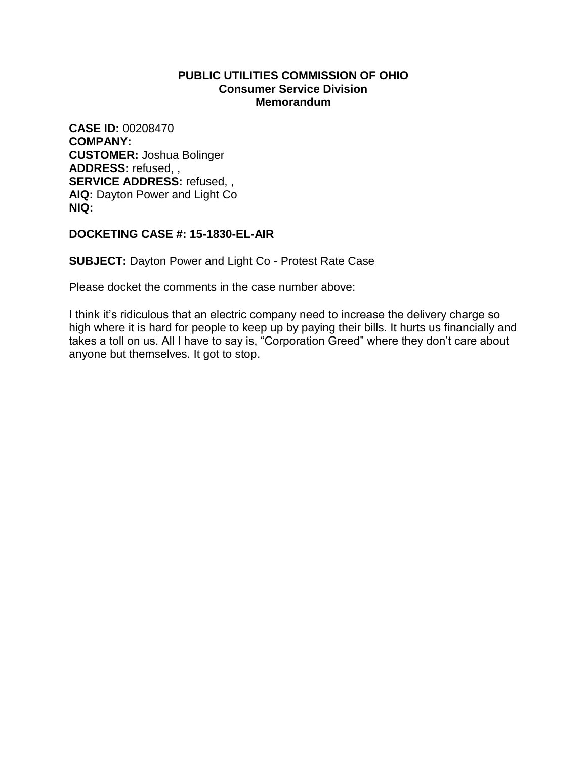**PUBLIC UTILITIES COMMISSION OF OHIO**
**Consumer Service Division**
**Memorandum**

**CASE ID:** 00208470
**COMPANY:**
**CUSTOMER:** Joshua Bolinger
**ADDRESS:** refused, ,
**SERVICE ADDRESS:** refused, ,
**AIQ:** Dayton Power and Light Co
**NIQ:**

**DOCKETING CASE #: 15-1830-EL-AIR**

**SUBJECT:** Dayton Power and Light Co - Protest Rate Case

Please docket the comments in the case number above:

I think it's ridiculous that an electric company need to increase the delivery charge so high where it is hard for people to keep up by paying their bills. It hurts us financially and takes a toll on us. All I have to say is, "Corporation Greed" where they don't care about anyone but themselves. It got to stop.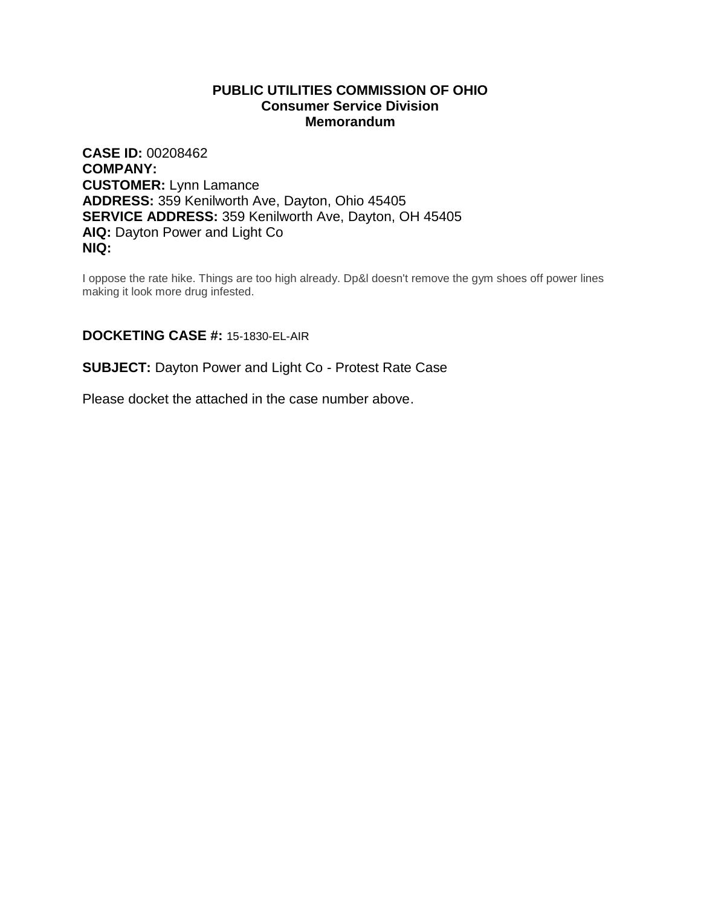**PUBLIC UTILITIES COMMISSION OF OHIO**
**Consumer Service Division**
**Memorandum**

**CASE ID:** 00208462
**COMPANY:**
**CUSTOMER:** Lynn Lamance
**ADDRESS:** 359 Kenilworth Ave, Dayton, Ohio 45405
**SERVICE ADDRESS:** 359 Kenilworth Ave, Dayton, OH 45405
**AIQ:** Dayton Power and Light Co
**NIQ:**

I oppose the rate hike. Things are too high already. Dp&l doesn't remove the gym shoes off power lines making it look more drug infested.

**DOCKETING CASE #:** 15-1830-EL-AIR

**SUBJECT:** Dayton Power and Light Co - Protest Rate Case

Please docket the attached in the case number above.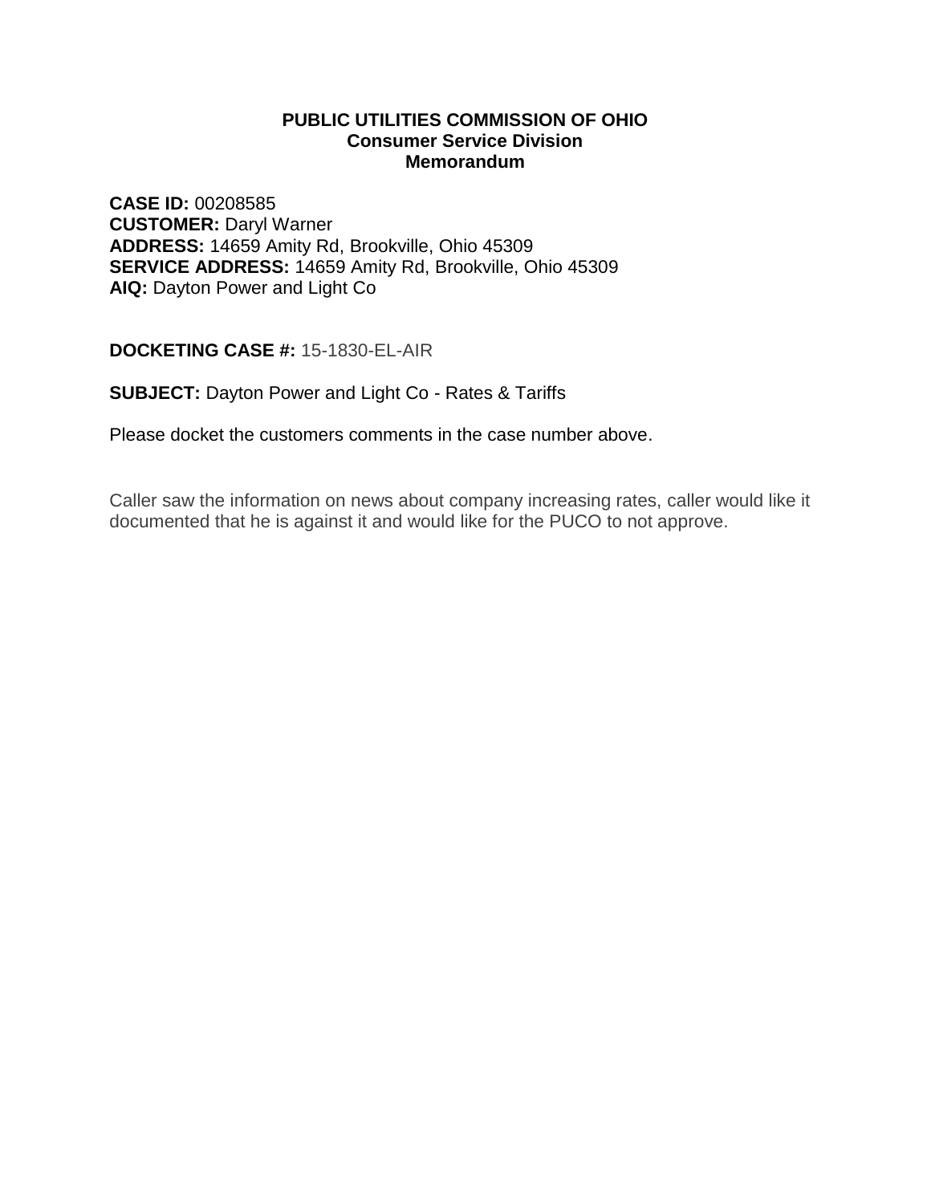**PUBLIC UTILITIES COMMISSION OF OHIO**
**Consumer Service Division**
**Memorandum**

**CASE ID:** 00208585
**CUSTOMER:** Daryl Warner
**ADDRESS:** 14659 Amity Rd, Brookville, Ohio 45309
**SERVICE ADDRESS:** 14659 Amity Rd, Brookville, Ohio 45309
**AIQ:** Dayton Power and Light Co

**DOCKETING CASE #:** 15-1830-EL-AIR

**SUBJECT:** Dayton Power and Light Co - Rates & Tariffs

Please docket the customers comments in the case number above.

Caller saw the information on news about company increasing rates, caller would like it documented that he is against it and would like for the PUCO to not approve.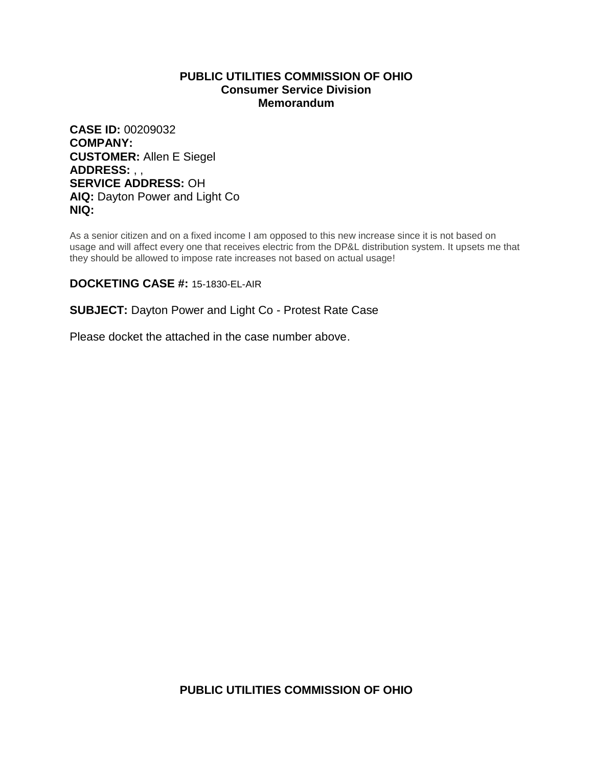**PUBLIC UTILITIES COMMISSION OF OHIO**
**Consumer Service Division**
**Memorandum**

**CASE ID:** 00209032
**COMPANY:**
**CUSTOMER:** Allen E Siegel
**ADDRESS:** , ,
**SERVICE ADDRESS:** OH
**AIQ:** Dayton Power and Light Co
**NIQ:**

As a senior citizen and on a fixed income I am opposed to this new increase since it is not based on usage and will affect every one that receives electric from the DP&L distribution system. It upsets me that they should be allowed to impose rate increases not based on actual usage!

**DOCKETING CASE #:** 15-1830-EL-AIR

**SUBJECT:** Dayton Power and Light Co - Protest Rate Case

Please docket the attached in the case number above.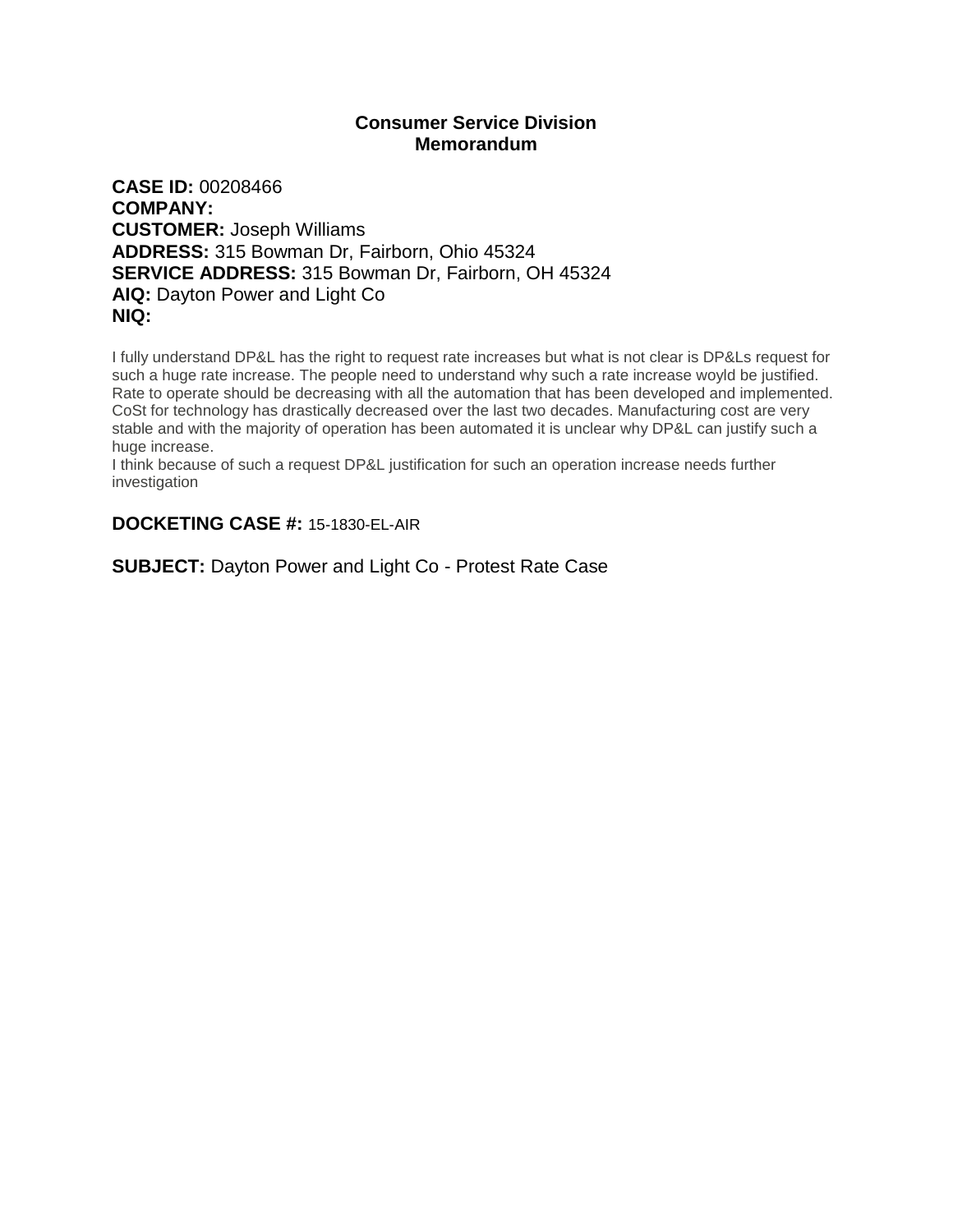**Consumer Service Division**
**Memorandum**

**CASE ID:** 00208466
**COMPANY:**
**CUSTOMER:** Joseph Williams
**ADDRESS:** 315 Bowman Dr, Fairborn, Ohio 45324
**SERVICE ADDRESS:** 315 Bowman Dr, Fairborn, OH 45324
**AIQ:** Dayton Power and Light Co
**NIQ:**

I fully understand DP&L has the right to request rate increases but what is not clear is DP&Ls request for such a huge rate increase. The people need to understand why such a rate increase woyld be justified. Rate to operate should be decreasing with all the automation that has been developed and implemented. CoSt for technology has drastically decreased over the last two decades. Manufacturing cost are very stable and with the majority of operation has been automated it is unclear why DP&L can justify such a huge increase.
I think because of such a request DP&L justification for such an operation increase needs further investigation

**DOCKETING CASE #:** 15-1830-EL-AIR

**SUBJECT:** Dayton Power and Light Co - Protest Rate Case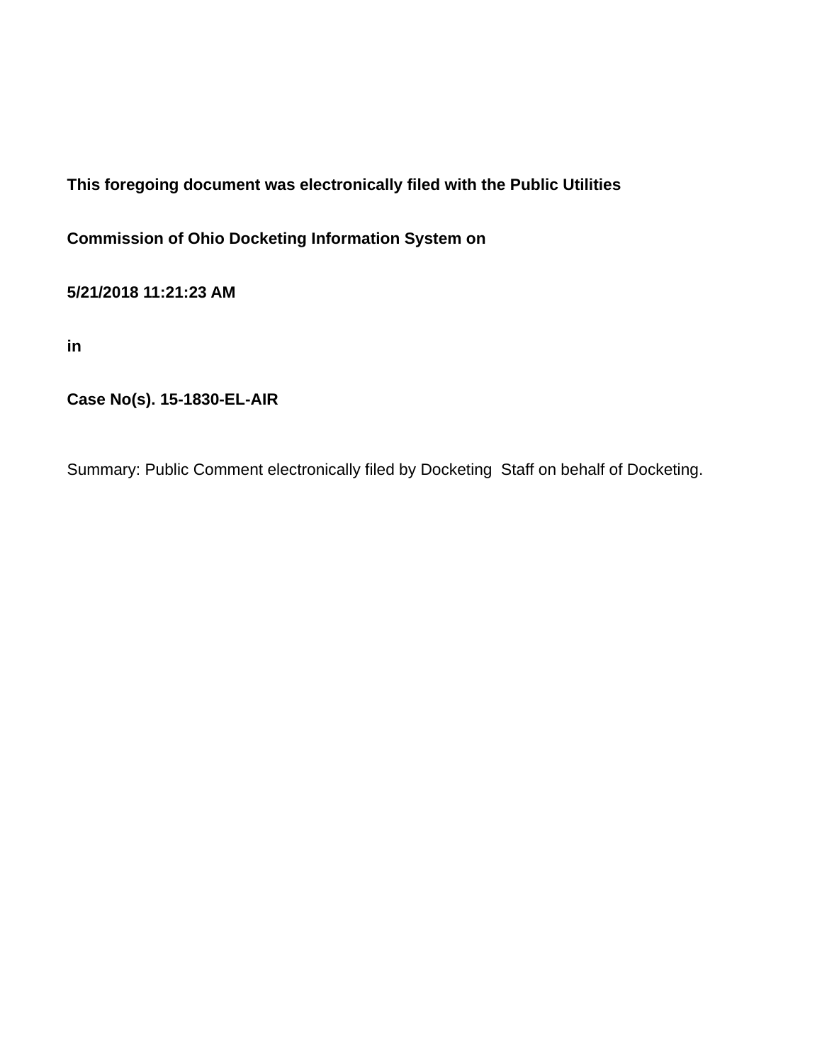**This foregoing document was electronically filed with the Public Utilities**

**Commission of Ohio Docketing Information System on**

**5/21/2018 11:21:23 AM**

**in**

**Case No(s). 15-1830-EL-AIR**

Summary: Public Comment electronically filed by Docketing  Staff on behalf of Docketing.